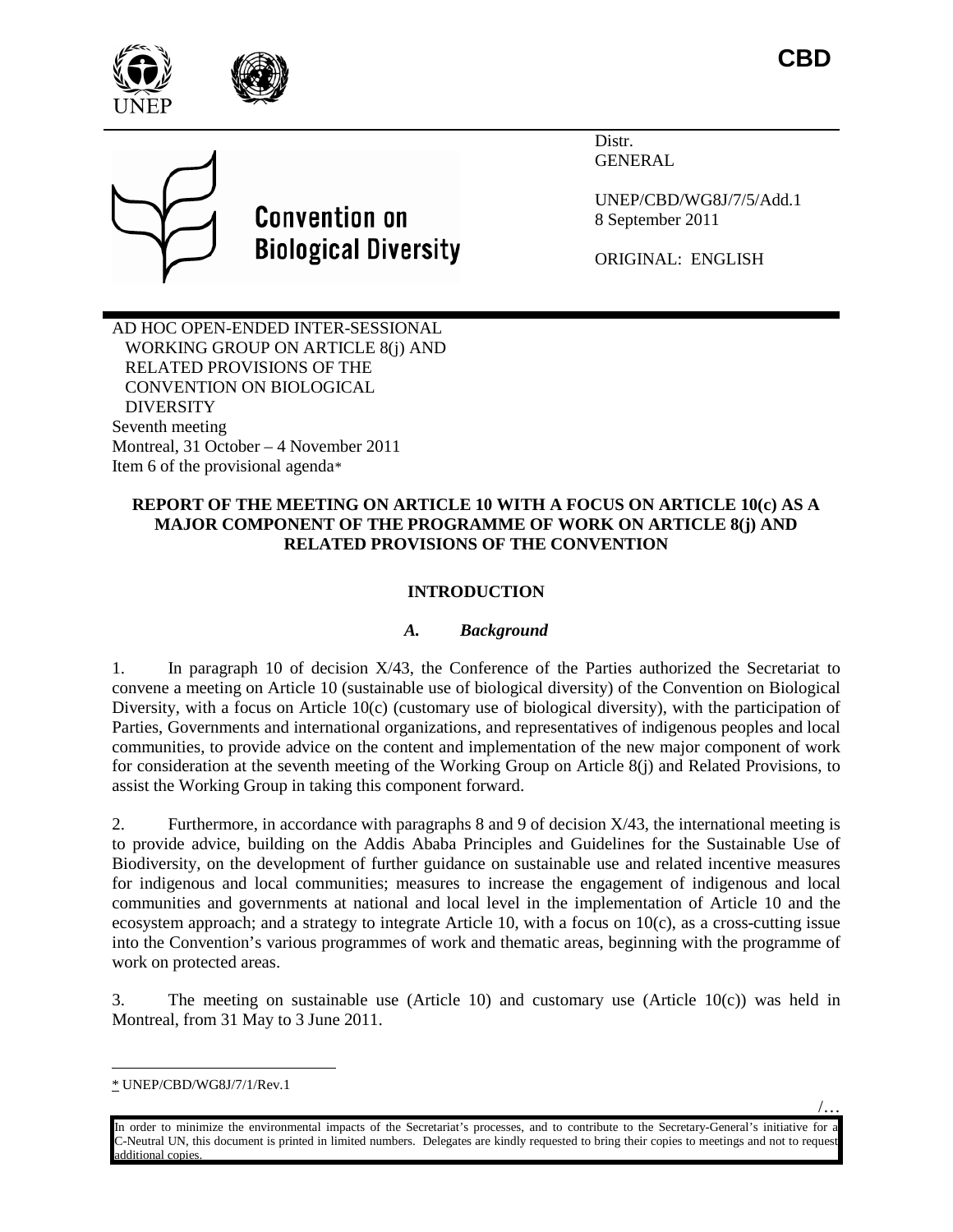CBD

Distr.
GENERAL

UNEP/CBD/WG8J/7/5/Add.1
8 September 2011

ORIGINAL: ENGLISH

Convention on Biological Diversity

AD HOC OPEN-ENDED INTER-SESSIONAL WORKING GROUP ON ARTICLE 8(j) AND RELATED PROVISIONS OF THE CONVENTION ON BIOLOGICAL DIVERSITY
Seventh meeting
Montreal, 31 October – 4 November 2011
Item 6 of the provisional agenda*

# REPORT OF THE MEETING ON ARTICLE 10 WITH A FOCUS ON ARTICLE 10(c) AS A MAJOR COMPONENT OF THE PROGRAMME OF WORK ON ARTICLE 8(j) AND RELATED PROVISIONS OF THE CONVENTION

## INTRODUCTION

### *A. Background*

1. In paragraph 10 of decision X/43, the Conference of the Parties authorized the Secretariat to convene a meeting on Article 10 (sustainable use of biological diversity) of the Convention on Biological Diversity, with a focus on Article 10(c) (customary use of biological diversity), with the participation of Parties, Governments and international organizations, and representatives of indigenous peoples and local communities, to provide advice on the content and implementation of the new major component of work for consideration at the seventh meeting of the Working Group on Article 8(j) and Related Provisions, to assist the Working Group in taking this component forward.

2. Furthermore, in accordance with paragraphs 8 and 9 of decision X/43, the international meeting is to provide advice, building on the Addis Ababa Principles and Guidelines for the Sustainable Use of Biodiversity, on the development of further guidance on sustainable use and related incentive measures for indigenous and local communities; measures to increase the engagement of indigenous and local communities and governments at national and local level in the implementation of Article 10 and the ecosystem approach; and a strategy to integrate Article 10, with a focus on 10(c), as a cross-cutting issue into the Convention's various programmes of work and thematic areas, beginning with the programme of work on protected areas.

3. The meeting on sustainable use (Article 10) and customary use (Article 10(c)) was held in Montreal, from 31 May to 3 June 2011.

* UNEP/CBD/WG8J/7/1/Rev.1

In order to minimize the environmental impacts of the Secretariat's processes, and to contribute to the Secretary-General's initiative for a C-Neutral UN, this document is printed in limited numbers. Delegates are kindly requested to bring their copies to meetings and not to request additional copies.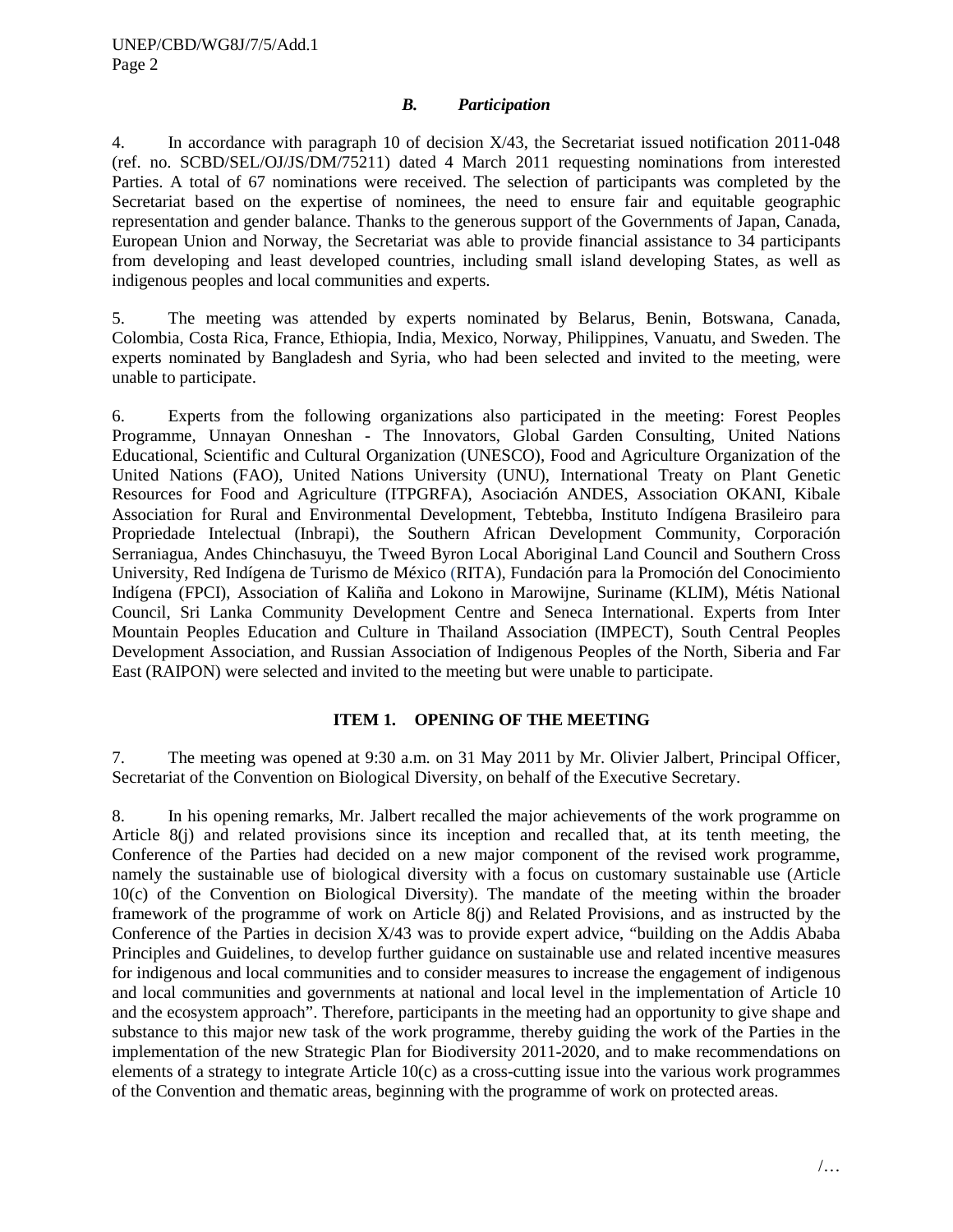### *B. Participation*

4. In accordance with paragraph 10 of decision X/43, the Secretariat issued notification 2011-048 (ref. no. SCBD/SEL/OJ/JS/DM/75211) dated 4 March 2011 requesting nominations from interested Parties. A total of 67 nominations were received. The selection of participants was completed by the Secretariat based on the expertise of nominees, the need to ensure fair and equitable geographic representation and gender balance. Thanks to the generous support of the Governments of Japan, Canada, European Union and Norway, the Secretariat was able to provide financial assistance to 34 participants from developing and least developed countries, including small island developing States, as well as indigenous peoples and local communities and experts.

5. The meeting was attended by experts nominated by Belarus, Benin, Botswana, Canada, Colombia, Costa Rica, France, Ethiopia, India, Mexico, Norway, Philippines, Vanuatu, and Sweden. The experts nominated by Bangladesh and Syria, who had been selected and invited to the meeting, were unable to participate.

6. Experts from the following organizations also participated in the meeting: Forest Peoples Programme, Unnayan Onneshan - The Innovators, Global Garden Consulting, United Nations Educational, Scientific and Cultural Organization (UNESCO), Food and Agriculture Organization of the United Nations (FAO), United Nations University (UNU), International Treaty on Plant Genetic Resources for Food and Agriculture (ITPGRFA), Asociación ANDES, Association OKANI, Kibale Association for Rural and Environmental Development, Tebtebba, Instituto Indígena Brasileiro para Propriedade Intelectual (Inbrapi), the Southern African Development Community, Corporación Serraniagua, Andes Chinchasuyu, the Tweed Byron Local Aboriginal Land Council and Southern Cross University, Red Indígena de Turismo de México (RITA), Fundación para la Promoción del Conocimiento Indígena (FPCI), Association of Kaliña and Lokono in Marowijne, Suriname (KLIM), Métis National Council, Sri Lanka Community Development Centre and Seneca International. Experts from Inter Mountain Peoples Education and Culture in Thailand Association (IMPECT), South Central Peoples Development Association, and Russian Association of Indigenous Peoples of the North, Siberia and Far East (RAIPON) were selected and invited to the meeting but were unable to participate.

## ITEM 1. OPENING OF THE MEETING

7. The meeting was opened at 9:30 a.m. on 31 May 2011 by Mr. Olivier Jalbert, Principal Officer, Secretariat of the Convention on Biological Diversity, on behalf of the Executive Secretary.

8. In his opening remarks, Mr. Jalbert recalled the major achievements of the work programme on Article 8(j) and related provisions since its inception and recalled that, at its tenth meeting, the Conference of the Parties had decided on a new major component of the revised work programme, namely the sustainable use of biological diversity with a focus on customary sustainable use (Article 10(c) of the Convention on Biological Diversity). The mandate of the meeting within the broader framework of the programme of work on Article 8(j) and Related Provisions, and as instructed by the Conference of the Parties in decision X/43 was to provide expert advice, "building on the Addis Ababa Principles and Guidelines, to develop further guidance on sustainable use and related incentive measures for indigenous and local communities and to consider measures to increase the engagement of indigenous and local communities and governments at national and local level in the implementation of Article 10 and the ecosystem approach". Therefore, participants in the meeting had an opportunity to give shape and substance to this major new task of the work programme, thereby guiding the work of the Parties in the implementation of the new Strategic Plan for Biodiversity 2011-2020, and to make recommendations on elements of a strategy to integrate Article 10(c) as a cross-cutting issue into the various work programmes of the Convention and thematic areas, beginning with the programme of work on protected areas.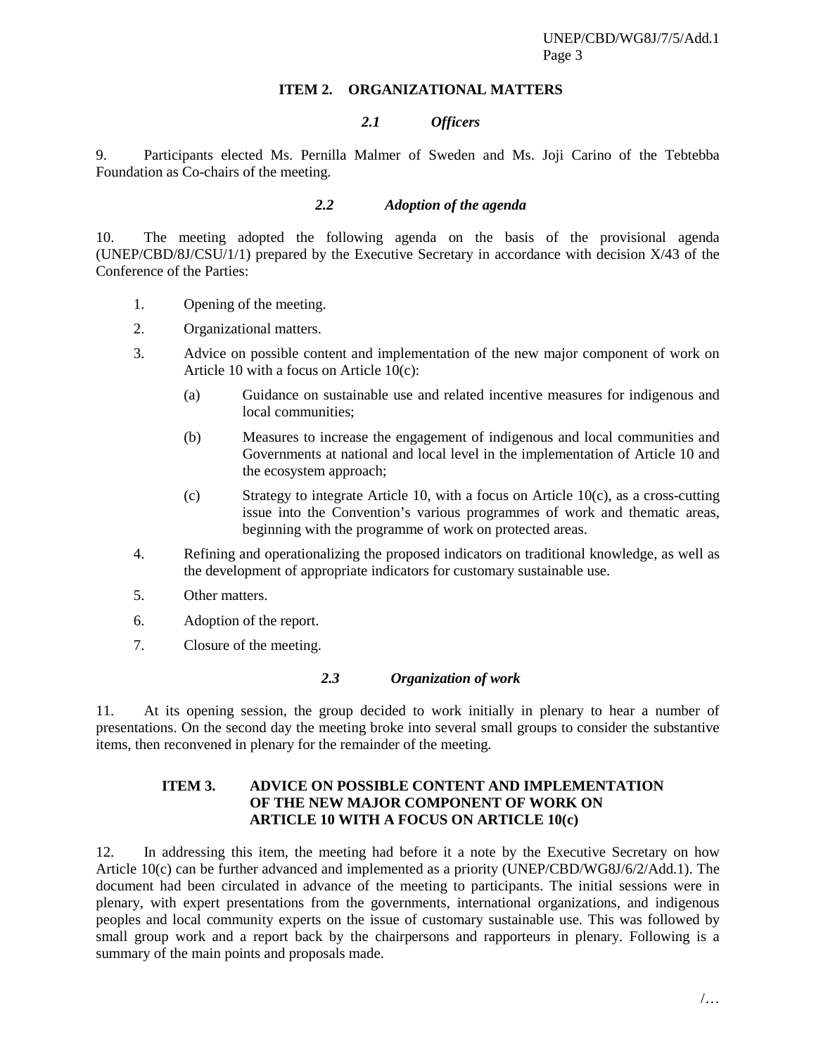## ITEM 2. ORGANIZATIONAL MATTERS

### *2.1 Officers*

9. Participants elected Ms. Pernilla Malmer of Sweden and Ms. Joji Carino of the Tebtebba Foundation as Co-chairs of the meeting.

### *2.2 Adoption of the agenda*

10. The meeting adopted the following agenda on the basis of the provisional agenda (UNEP/CBD/8J/CSU/1/1) prepared by the Executive Secretary in accordance with decision X/43 of the Conference of the Parties:

1. Opening of the meeting.
2. Organizational matters.
3. Advice on possible content and implementation of the new major component of work on Article 10 with a focus on Article 10(c):
   - (a) Guidance on sustainable use and related incentive measures for indigenous and local communities;
   - (b) Measures to increase the engagement of indigenous and local communities and Governments at national and local level in the implementation of Article 10 and the ecosystem approach;
   - (c) Strategy to integrate Article 10, with a focus on Article 10(c), as a cross-cutting issue into the Convention's various programmes of work and thematic areas, beginning with the programme of work on protected areas.
4. Refining and operationalizing the proposed indicators on traditional knowledge, as well as the development of appropriate indicators for customary sustainable use.
5. Other matters.
6. Adoption of the report.
7. Closure of the meeting.

### *2.3 Organization of work*

11. At its opening session, the group decided to work initially in plenary to hear a number of presentations. On the second day the meeting broke into several small groups to consider the substantive items, then reconvened in plenary for the remainder of the meeting.

## ITEM 3. ADVICE ON POSSIBLE CONTENT AND IMPLEMENTATION OF THE NEW MAJOR COMPONENT OF WORK ON ARTICLE 10 WITH A FOCUS ON ARTICLE 10(c)

12. In addressing this item, the meeting had before it a note by the Executive Secretary on how Article 10(c) can be further advanced and implemented as a priority (UNEP/CBD/WG8J/6/2/Add.1). The document had been circulated in advance of the meeting to participants. The initial sessions were in plenary, with expert presentations from the governments, international organizations, and indigenous peoples and local community experts on the issue of customary sustainable use. This was followed by small group work and a report back by the chairpersons and rapporteurs in plenary. Following is a summary of the main points and proposals made.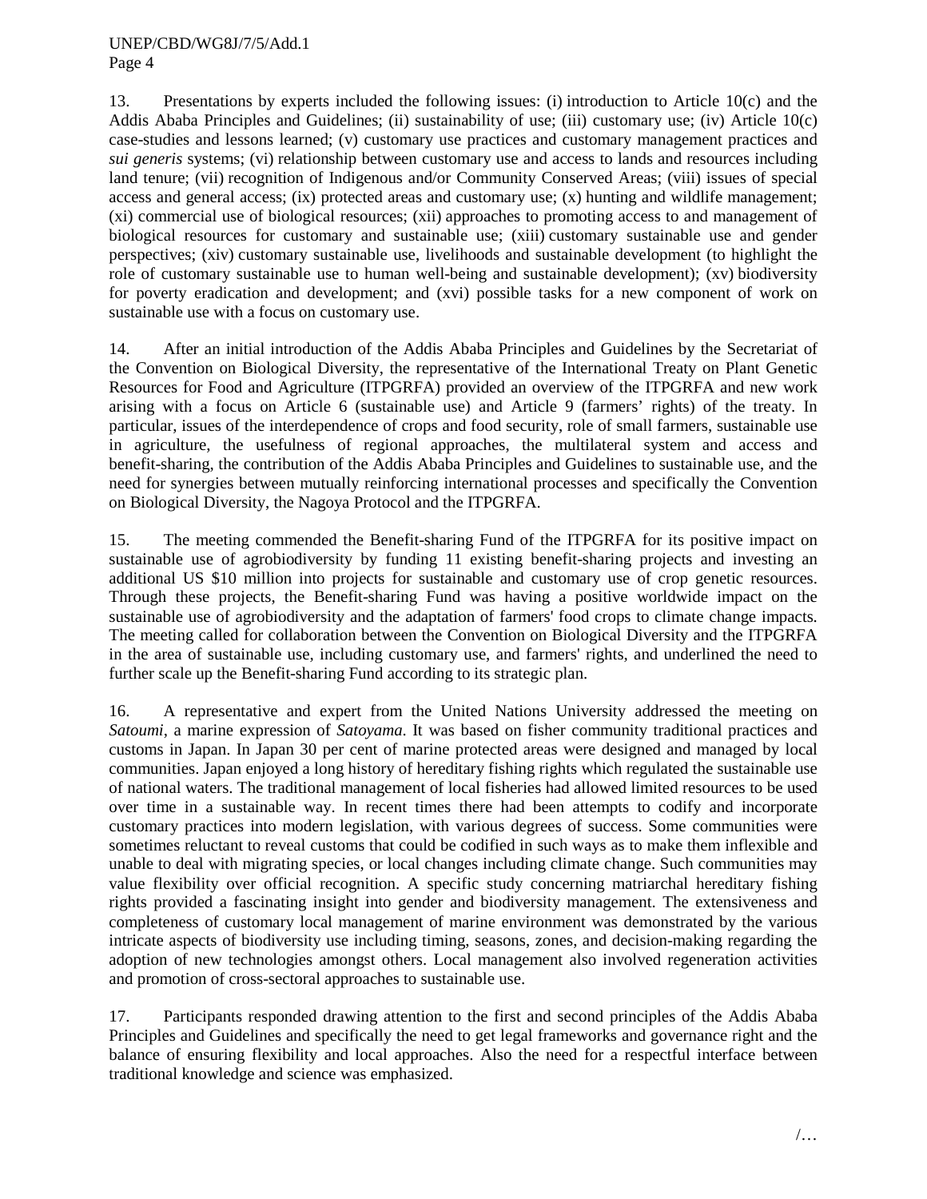13. Presentations by experts included the following issues: (i) introduction to Article 10(c) and the Addis Ababa Principles and Guidelines; (ii) sustainability of use; (iii) customary use; (iv) Article 10(c) case-studies and lessons learned; (v) customary use practices and customary management practices and *sui generis* systems; (vi) relationship between customary use and access to lands and resources including land tenure; (vii) recognition of Indigenous and/or Community Conserved Areas; (viii) issues of special access and general access; (ix) protected areas and customary use; (x) hunting and wildlife management; (xi) commercial use of biological resources; (xii) approaches to promoting access to and management of biological resources for customary and sustainable use; (xiii) customary sustainable use and gender perspectives; (xiv) customary sustainable use, livelihoods and sustainable development (to highlight the role of customary sustainable use to human well-being and sustainable development); (xv) biodiversity for poverty eradication and development; and (xvi) possible tasks for a new component of work on sustainable use with a focus on customary use.

14. After an initial introduction of the Addis Ababa Principles and Guidelines by the Secretariat of the Convention on Biological Diversity, the representative of the International Treaty on Plant Genetic Resources for Food and Agriculture (ITPGRFA) provided an overview of the ITPGRFA and new work arising with a focus on Article 6 (sustainable use) and Article 9 (farmers' rights) of the treaty. In particular, issues of the interdependence of crops and food security, role of small farmers, sustainable use in agriculture, the usefulness of regional approaches, the multilateral system and access and benefit-sharing, the contribution of the Addis Ababa Principles and Guidelines to sustainable use, and the need for synergies between mutually reinforcing international processes and specifically the Convention on Biological Diversity, the Nagoya Protocol and the ITPGRFA.

15. The meeting commended the Benefit-sharing Fund of the ITPGRFA for its positive impact on sustainable use of agrobiodiversity by funding 11 existing benefit-sharing projects and investing an additional US $10 million into projects for sustainable and customary use of crop genetic resources. Through these projects, the Benefit-sharing Fund was having a positive worldwide impact on the sustainable use of agrobiodiversity and the adaptation of farmers' food crops to climate change impacts. The meeting called for collaboration between the Convention on Biological Diversity and the ITPGRFA in the area of sustainable use, including customary use, and farmers' rights, and underlined the need to further scale up the Benefit-sharing Fund according to its strategic plan.

16. A representative and expert from the United Nations University addressed the meeting on *Satoumi*, a marine expression of *Satoyama*. It was based on fisher community traditional practices and customs in Japan. In Japan 30 per cent of marine protected areas were designed and managed by local communities. Japan enjoyed a long history of hereditary fishing rights which regulated the sustainable use of national waters. The traditional management of local fisheries had allowed limited resources to be used over time in a sustainable way. In recent times there had been attempts to codify and incorporate customary practices into modern legislation, with various degrees of success. Some communities were sometimes reluctant to reveal customs that could be codified in such ways as to make them inflexible and unable to deal with migrating species, or local changes including climate change. Such communities may value flexibility over official recognition. A specific study concerning matriarchal hereditary fishing rights provided a fascinating insight into gender and biodiversity management. The extensiveness and completeness of customary local management of marine environment was demonstrated by the various intricate aspects of biodiversity use including timing, seasons, zones, and decision-making regarding the adoption of new technologies amongst others. Local management also involved regeneration activities and promotion of cross-sectoral approaches to sustainable use.

17. Participants responded drawing attention to the first and second principles of the Addis Ababa Principles and Guidelines and specifically the need to get legal frameworks and governance right and the balance of ensuring flexibility and local approaches. Also the need for a respectful interface between traditional knowledge and science was emphasized.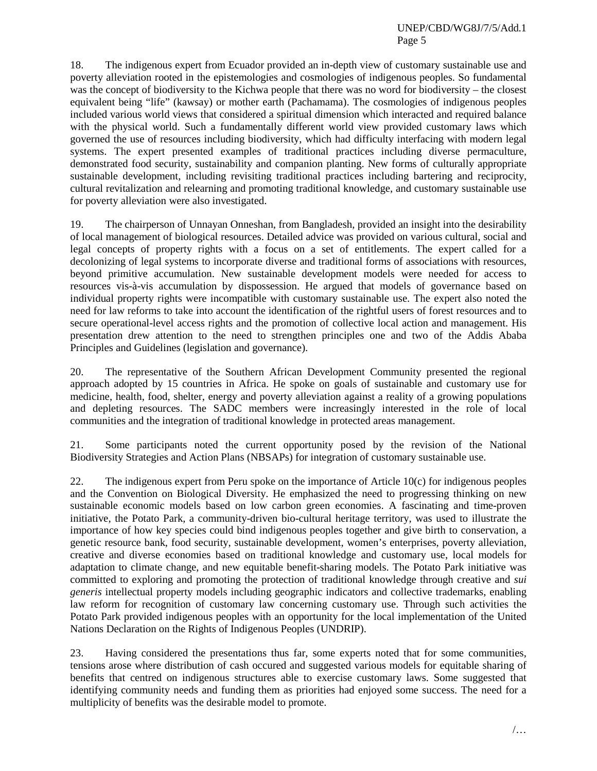18. The indigenous expert from Ecuador provided an in-depth view of customary sustainable use and poverty alleviation rooted in the epistemologies and cosmologies of indigenous peoples. So fundamental was the concept of biodiversity to the Kichwa people that there was no word for biodiversity – the closest equivalent being "life" (kawsay) or mother earth (Pachamama). The cosmologies of indigenous peoples included various world views that considered a spiritual dimension which interacted and required balance with the physical world. Such a fundamentally different world view provided customary laws which governed the use of resources including biodiversity, which had difficulty interfacing with modern legal systems. The expert presented examples of traditional practices including diverse permaculture, demonstrated food security, sustainability and companion planting. New forms of culturally appropriate sustainable development, including revisiting traditional practices including bartering and reciprocity, cultural revitalization and relearning and promoting traditional knowledge, and customary sustainable use for poverty alleviation were also investigated.

19. The chairperson of Unnayan Onneshan, from Bangladesh, provided an insight into the desirability of local management of biological resources. Detailed advice was provided on various cultural, social and legal concepts of property rights with a focus on a set of entitlements. The expert called for a decolonizing of legal systems to incorporate diverse and traditional forms of associations with resources, beyond primitive accumulation. New sustainable development models were needed for access to resources vis-à-vis accumulation by dispossession. He argued that models of governance based on individual property rights were incompatible with customary sustainable use. The expert also noted the need for law reforms to take into account the identification of the rightful users of forest resources and to secure operational-level access rights and the promotion of collective local action and management. His presentation drew attention to the need to strengthen principles one and two of the Addis Ababa Principles and Guidelines (legislation and governance).

20. The representative of the Southern African Development Community presented the regional approach adopted by 15 countries in Africa. He spoke on goals of sustainable and customary use for medicine, health, food, shelter, energy and poverty alleviation against a reality of a growing populations and depleting resources. The SADC members were increasingly interested in the role of local communities and the integration of traditional knowledge in protected areas management.

21. Some participants noted the current opportunity posed by the revision of the National Biodiversity Strategies and Action Plans (NBSAPs) for integration of customary sustainable use.

22. The indigenous expert from Peru spoke on the importance of Article 10(c) for indigenous peoples and the Convention on Biological Diversity. He emphasized the need to progressing thinking on new sustainable economic models based on low carbon green economies. A fascinating and time-proven initiative, the Potato Park, a community-driven bio-cultural heritage territory, was used to illustrate the importance of how key species could bind indigenous peoples together and give birth to conservation, a genetic resource bank, food security, sustainable development, women's enterprises, poverty alleviation, creative and diverse economies based on traditional knowledge and customary use, local models for adaptation to climate change, and new equitable benefit-sharing models. The Potato Park initiative was committed to exploring and promoting the protection of traditional knowledge through creative and *sui generis* intellectual property models including geographic indicators and collective trademarks, enabling law reform for recognition of customary law concerning customary use. Through such activities the Potato Park provided indigenous peoples with an opportunity for the local implementation of the United Nations Declaration on the Rights of Indigenous Peoples (UNDRIP).

23. Having considered the presentations thus far, some experts noted that for some communities, tensions arose where distribution of cash occured and suggested various models for equitable sharing of benefits that centred on indigenous structures able to exercise customary laws. Some suggested that identifying community needs and funding them as priorities had enjoyed some success. The need for a multiplicity of benefits was the desirable model to promote.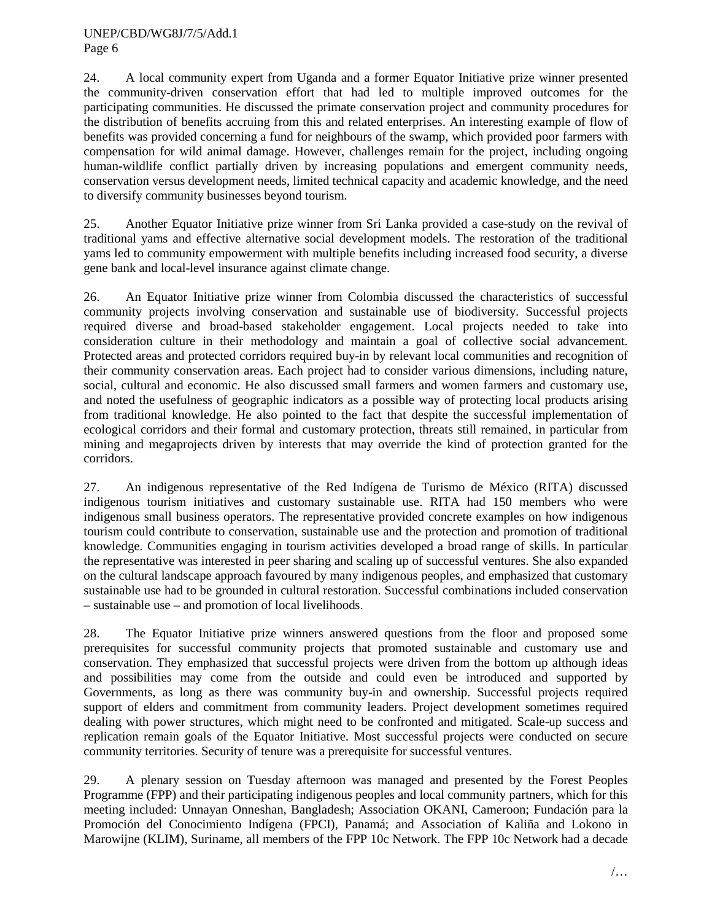24. A local community expert from Uganda and a former Equator Initiative prize winner presented the community-driven conservation effort that had led to multiple improved outcomes for the participating communities. He discussed the primate conservation project and community procedures for the distribution of benefits accruing from this and related enterprises. An interesting example of flow of benefits was provided concerning a fund for neighbours of the swamp, which provided poor farmers with compensation for wild animal damage. However, challenges remain for the project, including ongoing human-wildlife conflict partially driven by increasing populations and emergent community needs, conservation versus development needs, limited technical capacity and academic knowledge, and the need to diversify community businesses beyond tourism.

25. Another Equator Initiative prize winner from Sri Lanka provided a case-study on the revival of traditional yams and effective alternative social development models. The restoration of the traditional yams led to community empowerment with multiple benefits including increased food security, a diverse gene bank and local-level insurance against climate change.

26. An Equator Initiative prize winner from Colombia discussed the characteristics of successful community projects involving conservation and sustainable use of biodiversity. Successful projects required diverse and broad-based stakeholder engagement. Local projects needed to take into consideration culture in their methodology and maintain a goal of collective social advancement. Protected areas and protected corridors required buy-in by relevant local communities and recognition of their community conservation areas. Each project had to consider various dimensions, including nature, social, cultural and economic. He also discussed small farmers and women farmers and customary use, and noted the usefulness of geographic indicators as a possible way of protecting local products arising from traditional knowledge. He also pointed to the fact that despite the successful implementation of ecological corridors and their formal and customary protection, threats still remained, in particular from mining and megaprojects driven by interests that may override the kind of protection granted for the corridors.

27. An indigenous representative of the Red Indígena de Turismo de México (RITA) discussed indigenous tourism initiatives and customary sustainable use. RITA had 150 members who were indigenous small business operators. The representative provided concrete examples on how indigenous tourism could contribute to conservation, sustainable use and the protection and promotion of traditional knowledge. Communities engaging in tourism activities developed a broad range of skills. In particular the representative was interested in peer sharing and scaling up of successful ventures. She also expanded on the cultural landscape approach favoured by many indigenous peoples, and emphasized that customary sustainable use had to be grounded in cultural restoration. Successful combinations included conservation – sustainable use – and promotion of local livelihoods.

28. The Equator Initiative prize winners answered questions from the floor and proposed some prerequisites for successful community projects that promoted sustainable and customary use and conservation. They emphasized that successful projects were driven from the bottom up although ideas and possibilities may come from the outside and could even be introduced and supported by Governments, as long as there was community buy-in and ownership. Successful projects required support of elders and commitment from community leaders. Project development sometimes required dealing with power structures, which might need to be confronted and mitigated. Scale-up success and replication remain goals of the Equator Initiative. Most successful projects were conducted on secure community territories. Security of tenure was a prerequisite for successful ventures.

29. A plenary session on Tuesday afternoon was managed and presented by the Forest Peoples Programme (FPP) and their participating indigenous peoples and local community partners, which for this meeting included: Unnayan Onneshan, Bangladesh; Association OKANI, Cameroon; Fundación para la Promoción del Conocimiento Indígena (FPCI), Panamá; and Association of Kaliña and Lokono in Marowijne (KLIM), Suriname, all members of the FPP 10c Network. The FPP 10c Network had a decade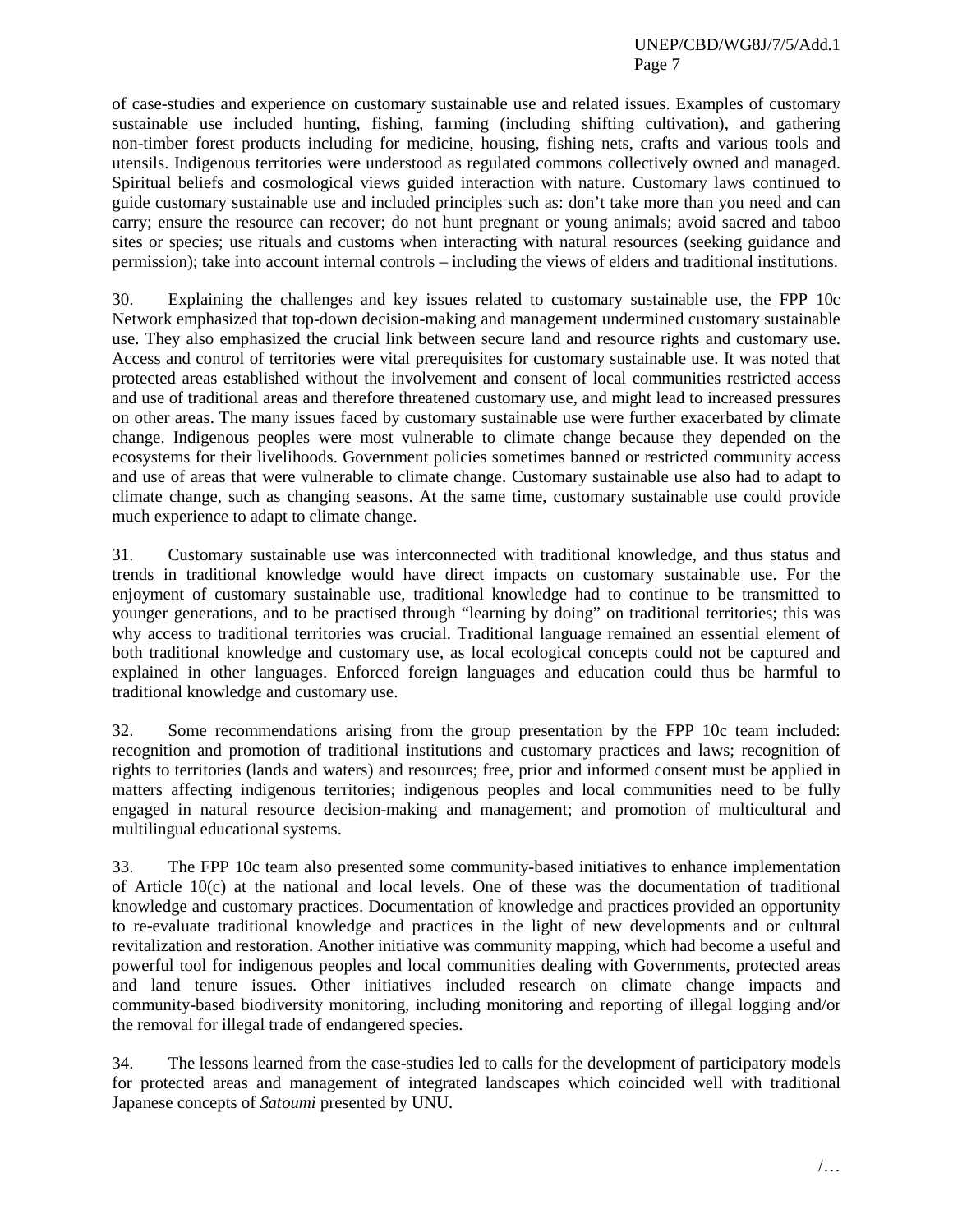of case-studies and experience on customary sustainable use and related issues. Examples of customary sustainable use included hunting, fishing, farming (including shifting cultivation), and gathering non-timber forest products including for medicine, housing, fishing nets, crafts and various tools and utensils. Indigenous territories were understood as regulated commons collectively owned and managed. Spiritual beliefs and cosmological views guided interaction with nature. Customary laws continued to guide customary sustainable use and included principles such as: don't take more than you need and can carry; ensure the resource can recover; do not hunt pregnant or young animals; avoid sacred and taboo sites or species; use rituals and customs when interacting with natural resources (seeking guidance and permission); take into account internal controls – including the views of elders and traditional institutions.

30. Explaining the challenges and key issues related to customary sustainable use, the FPP 10c Network emphasized that top-down decision-making and management undermined customary sustainable use. They also emphasized the crucial link between secure land and resource rights and customary use. Access and control of territories were vital prerequisites for customary sustainable use. It was noted that protected areas established without the involvement and consent of local communities restricted access and use of traditional areas and therefore threatened customary use, and might lead to increased pressures on other areas. The many issues faced by customary sustainable use were further exacerbated by climate change. Indigenous peoples were most vulnerable to climate change because they depended on the ecosystems for their livelihoods. Government policies sometimes banned or restricted community access and use of areas that were vulnerable to climate change. Customary sustainable use also had to adapt to climate change, such as changing seasons. At the same time, customary sustainable use could provide much experience to adapt to climate change.

31. Customary sustainable use was interconnected with traditional knowledge, and thus status and trends in traditional knowledge would have direct impacts on customary sustainable use. For the enjoyment of customary sustainable use, traditional knowledge had to continue to be transmitted to younger generations, and to be practised through "learning by doing" on traditional territories; this was why access to traditional territories was crucial. Traditional language remained an essential element of both traditional knowledge and customary use, as local ecological concepts could not be captured and explained in other languages. Enforced foreign languages and education could thus be harmful to traditional knowledge and customary use.

32. Some recommendations arising from the group presentation by the FPP 10c team included: recognition and promotion of traditional institutions and customary practices and laws; recognition of rights to territories (lands and waters) and resources; free, prior and informed consent must be applied in matters affecting indigenous territories; indigenous peoples and local communities need to be fully engaged in natural resource decision-making and management; and promotion of multicultural and multilingual educational systems.

33. The FPP 10c team also presented some community-based initiatives to enhance implementation of Article 10(c) at the national and local levels. One of these was the documentation of traditional knowledge and customary practices. Documentation of knowledge and practices provided an opportunity to re-evaluate traditional knowledge and practices in the light of new developments and or cultural revitalization and restoration. Another initiative was community mapping, which had become a useful and powerful tool for indigenous peoples and local communities dealing with Governments, protected areas and land tenure issues. Other initiatives included research on climate change impacts and community-based biodiversity monitoring, including monitoring and reporting of illegal logging and/or the removal for illegal trade of endangered species.

34. The lessons learned from the case-studies led to calls for the development of participatory models for protected areas and management of integrated landscapes which coincided well with traditional Japanese concepts of *Satoumi* presented by UNU.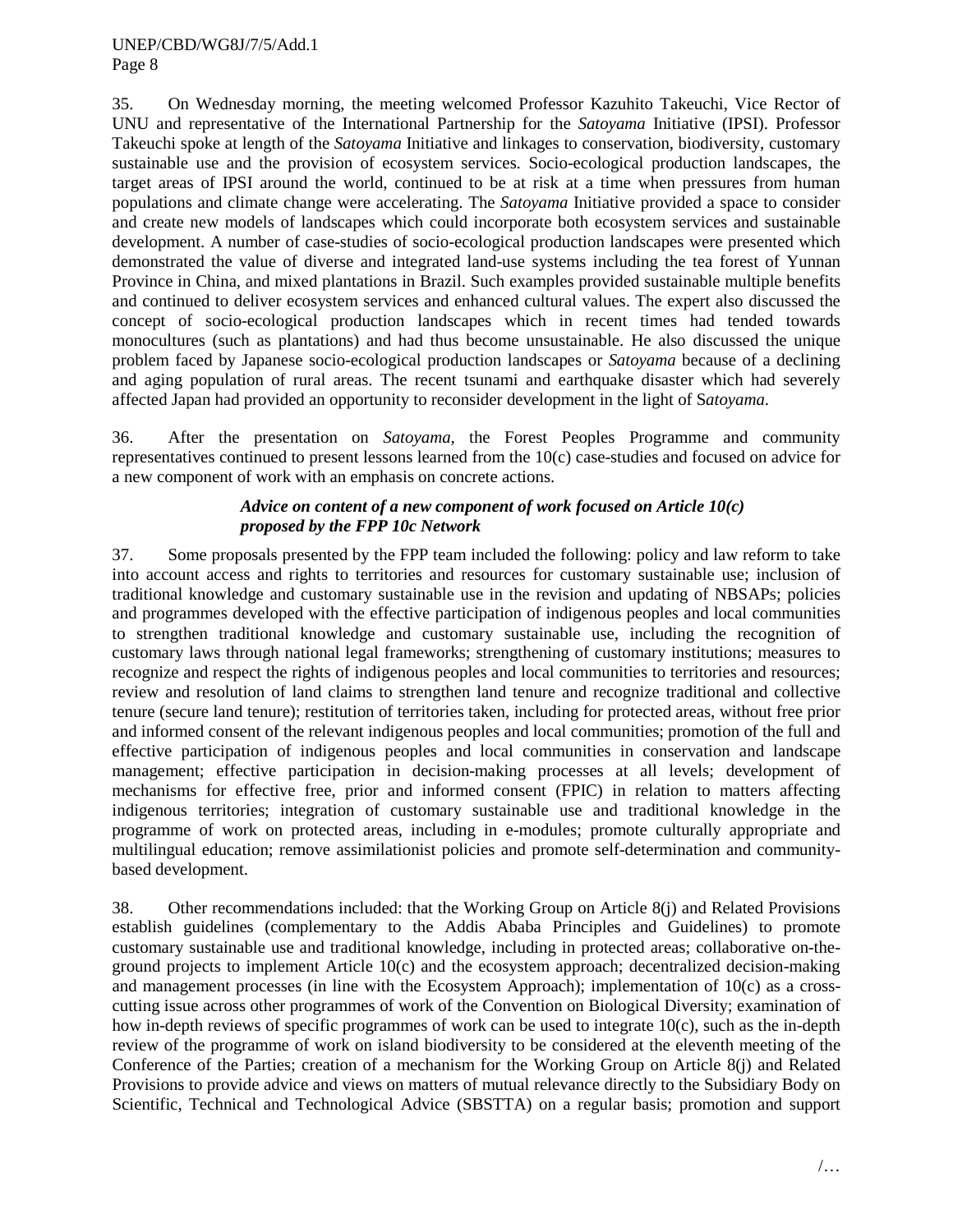35. On Wednesday morning, the meeting welcomed Professor Kazuhito Takeuchi, Vice Rector of UNU and representative of the International Partnership for the *Satoyama* Initiative (IPSI). Professor Takeuchi spoke at length of the *Satoyama* Initiative and linkages to conservation, biodiversity, customary sustainable use and the provision of ecosystem services. Socio-ecological production landscapes, the target areas of IPSI around the world, continued to be at risk at a time when pressures from human populations and climate change were accelerating. The *Satoyama* Initiative provided a space to consider and create new models of landscapes which could incorporate both ecosystem services and sustainable development. A number of case-studies of socio-ecological production landscapes were presented which demonstrated the value of diverse and integrated land-use systems including the tea forest of Yunnan Province in China, and mixed plantations in Brazil. Such examples provided sustainable multiple benefits and continued to deliver ecosystem services and enhanced cultural values. The expert also discussed the concept of socio-ecological production landscapes which in recent times had tended towards monocultures (such as plantations) and had thus become unsustainable. He also discussed the unique problem faced by Japanese socio-ecological production landscapes or *Satoyama* because of a declining and aging population of rural areas. The recent tsunami and earthquake disaster which had severely affected Japan had provided an opportunity to reconsider development in the light of S*atoyama*.

36. After the presentation on *Satoyama*, the Forest Peoples Programme and community representatives continued to present lessons learned from the 10(c) case-studies and focused on advice for a new component of work with an emphasis on concrete actions.

***Advice on content of a new component of work focused on Article 10(c) proposed by the FPP 10c Network***

37. Some proposals presented by the FPP team included the following: policy and law reform to take into account access and rights to territories and resources for customary sustainable use; inclusion of traditional knowledge and customary sustainable use in the revision and updating of NBSAPs; policies and programmes developed with the effective participation of indigenous peoples and local communities to strengthen traditional knowledge and customary sustainable use, including the recognition of customary laws through national legal frameworks; strengthening of customary institutions; measures to recognize and respect the rights of indigenous peoples and local communities to territories and resources; review and resolution of land claims to strengthen land tenure and recognize traditional and collective tenure (secure land tenure); restitution of territories taken, including for protected areas, without free prior and informed consent of the relevant indigenous peoples and local communities; promotion of the full and effective participation of indigenous peoples and local communities in conservation and landscape management; effective participation in decision-making processes at all levels; development of mechanisms for effective free, prior and informed consent (FPIC) in relation to matters affecting indigenous territories; integration of customary sustainable use and traditional knowledge in the programme of work on protected areas, including in e-modules; promote culturally appropriate and multilingual education; remove assimilationist policies and promote self-determination and community-based development.

38. Other recommendations included: that the Working Group on Article 8(j) and Related Provisions establish guidelines (complementary to the Addis Ababa Principles and Guidelines) to promote customary sustainable use and traditional knowledge, including in protected areas; collaborative on-the-ground projects to implement Article 10(c) and the ecosystem approach; decentralized decision-making and management processes (in line with the Ecosystem Approach); implementation of 10(c) as a cross-cutting issue across other programmes of work of the Convention on Biological Diversity; examination of how in-depth reviews of specific programmes of work can be used to integrate 10(c), such as the in-depth review of the programme of work on island biodiversity to be considered at the eleventh meeting of the Conference of the Parties; creation of a mechanism for the Working Group on Article 8(j) and Related Provisions to provide advice and views on matters of mutual relevance directly to the Subsidiary Body on Scientific, Technical and Technological Advice (SBSTTA) on a regular basis; promotion and support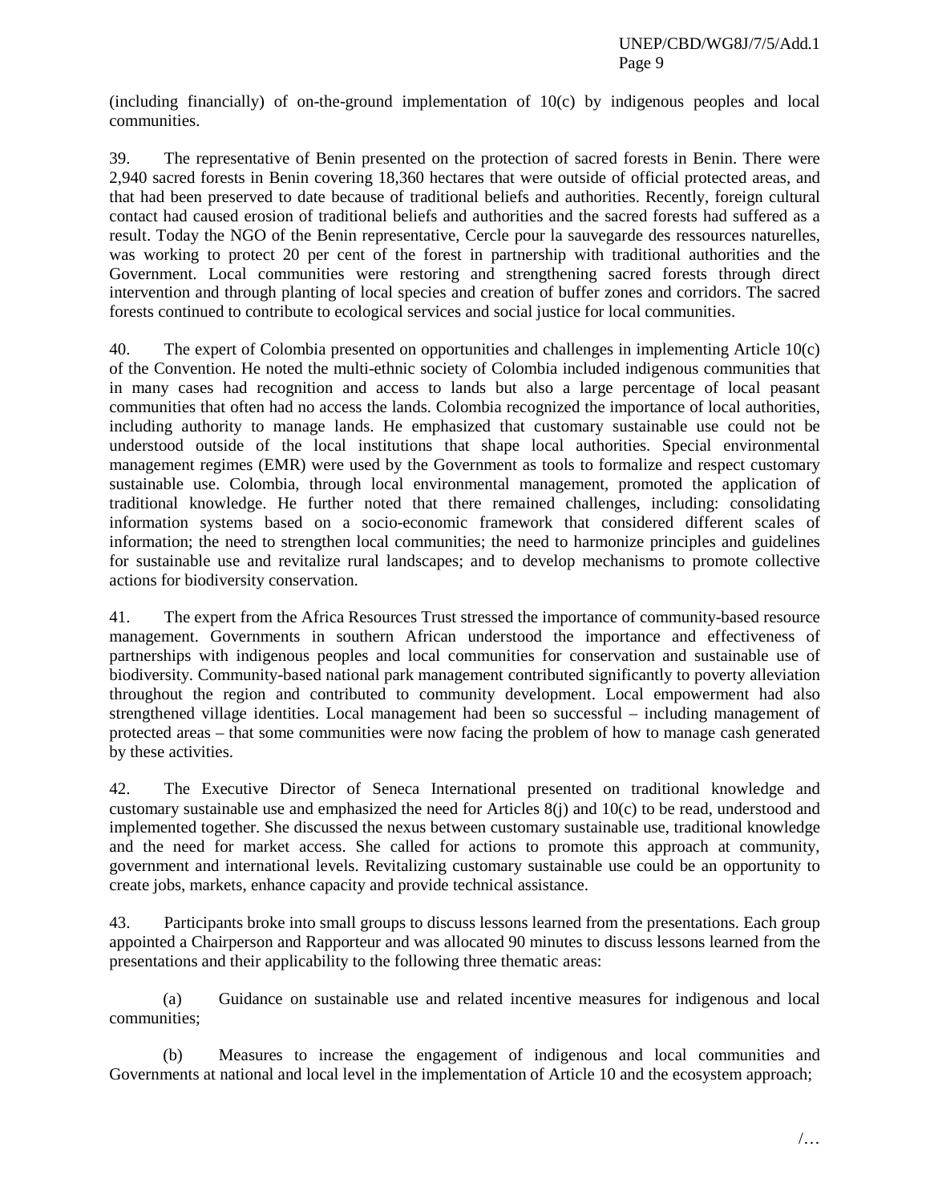(including financially) of on-the-ground implementation of 10(c) by indigenous peoples and local communities.

39. The representative of Benin presented on the protection of sacred forests in Benin. There were 2,940 sacred forests in Benin covering 18,360 hectares that were outside of official protected areas, and that had been preserved to date because of traditional beliefs and authorities. Recently, foreign cultural contact had caused erosion of traditional beliefs and authorities and the sacred forests had suffered as a result. Today the NGO of the Benin representative, Cercle pour la sauvegarde des ressources naturelles, was working to protect 20 per cent of the forest in partnership with traditional authorities and the Government. Local communities were restoring and strengthening sacred forests through direct intervention and through planting of local species and creation of buffer zones and corridors. The sacred forests continued to contribute to ecological services and social justice for local communities.

40. The expert of Colombia presented on opportunities and challenges in implementing Article 10(c) of the Convention. He noted the multi-ethnic society of Colombia included indigenous communities that in many cases had recognition and access to lands but also a large percentage of local peasant communities that often had no access the lands. Colombia recognized the importance of local authorities, including authority to manage lands. He emphasized that customary sustainable use could not be understood outside of the local institutions that shape local authorities. Special environmental management regimes (EMR) were used by the Government as tools to formalize and respect customary sustainable use. Colombia, through local environmental management, promoted the application of traditional knowledge. He further noted that there remained challenges, including: consolidating information systems based on a socio-economic framework that considered different scales of information; the need to strengthen local communities; the need to harmonize principles and guidelines for sustainable use and revitalize rural landscapes; and to develop mechanisms to promote collective actions for biodiversity conservation.

41. The expert from the Africa Resources Trust stressed the importance of community-based resource management. Governments in southern African understood the importance and effectiveness of partnerships with indigenous peoples and local communities for conservation and sustainable use of biodiversity. Community-based national park management contributed significantly to poverty alleviation throughout the region and contributed to community development. Local empowerment had also strengthened village identities. Local management had been so successful – including management of protected areas – that some communities were now facing the problem of how to manage cash generated by these activities.

42. The Executive Director of Seneca International presented on traditional knowledge and customary sustainable use and emphasized the need for Articles 8(j) and 10(c) to be read, understood and implemented together. She discussed the nexus between customary sustainable use, traditional knowledge and the need for market access. She called for actions to promote this approach at community, government and international levels. Revitalizing customary sustainable use could be an opportunity to create jobs, markets, enhance capacity and provide technical assistance.

43. Participants broke into small groups to discuss lessons learned from the presentations. Each group appointed a Chairperson and Rapporteur and was allocated 90 minutes to discuss lessons learned from the presentations and their applicability to the following three thematic areas:

(a) Guidance on sustainable use and related incentive measures for indigenous and local communities;

(b) Measures to increase the engagement of indigenous and local communities and Governments at national and local level in the implementation of Article 10 and the ecosystem approach;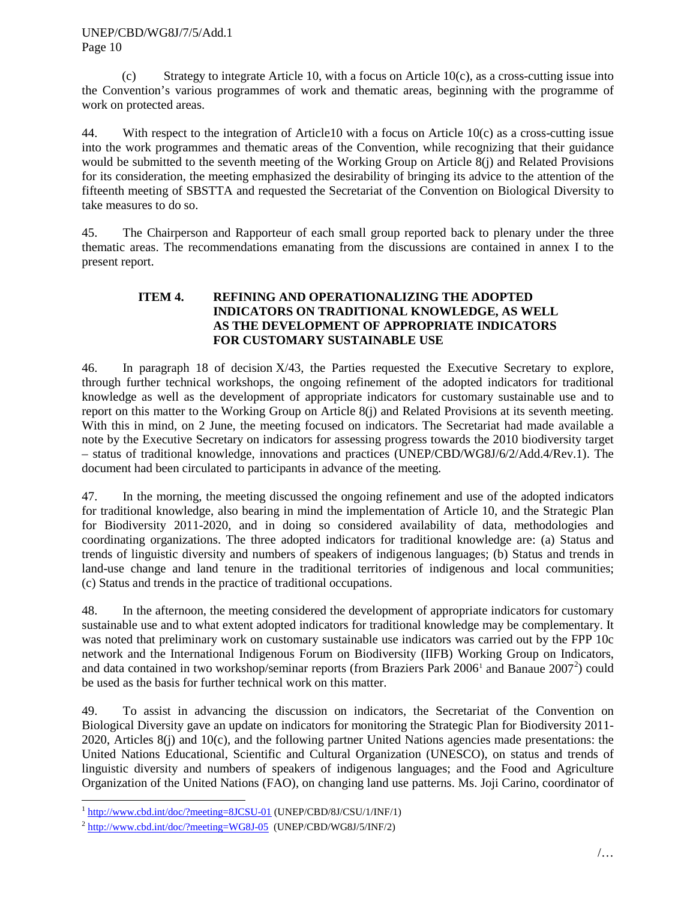(c) Strategy to integrate Article 10, with a focus on Article 10(c), as a cross-cutting issue into the Convention's various programmes of work and thematic areas, beginning with the programme of work on protected areas.

44. With respect to the integration of Article10 with a focus on Article 10(c) as a cross-cutting issue into the work programmes and thematic areas of the Convention, while recognizing that their guidance would be submitted to the seventh meeting of the Working Group on Article 8(j) and Related Provisions for its consideration, the meeting emphasized the desirability of bringing its advice to the attention of the fifteenth meeting of SBSTTA and requested the Secretariat of the Convention on Biological Diversity to take measures to do so.

45. The Chairperson and Rapporteur of each small group reported back to plenary under the three thematic areas. The recommendations emanating from the discussions are contained in annex I to the present report.

## ITEM 4. REFINING AND OPERATIONALIZING THE ADOPTED INDICATORS ON TRADITIONAL KNOWLEDGE, AS WELL AS THE DEVELOPMENT OF APPROPRIATE INDICATORS FOR CUSTOMARY SUSTAINABLE USE

46. In paragraph 18 of decision X/43, the Parties requested the Executive Secretary to explore, through further technical workshops, the ongoing refinement of the adopted indicators for traditional knowledge as well as the development of appropriate indicators for customary sustainable use and to report on this matter to the Working Group on Article 8(j) and Related Provisions at its seventh meeting. With this in mind, on 2 June, the meeting focused on indicators. The Secretariat had made available a note by the Executive Secretary on indicators for assessing progress towards the 2010 biodiversity target – status of traditional knowledge, innovations and practices (UNEP/CBD/WG8J/6/2/Add.4/Rev.1). The document had been circulated to participants in advance of the meeting.

47. In the morning, the meeting discussed the ongoing refinement and use of the adopted indicators for traditional knowledge, also bearing in mind the implementation of Article 10, and the Strategic Plan for Biodiversity 2011-2020, and in doing so considered availability of data, methodologies and coordinating organizations. The three adopted indicators for traditional knowledge are: (a) Status and trends of linguistic diversity and numbers of speakers of indigenous languages; (b) Status and trends in land-use change and land tenure in the traditional territories of indigenous and local communities; (c) Status and trends in the practice of traditional occupations.

48. In the afternoon, the meeting considered the development of appropriate indicators for customary sustainable use and to what extent adopted indicators for traditional knowledge may be complementary. It was noted that preliminary work on customary sustainable use indicators was carried out by the FPP 10c network and the International Indigenous Forum on Biodiversity (IIFB) Working Group on Indicators, and data contained in two workshop/seminar reports (from Braziers Park 2006[1] and Banaue 2007[2]) could be used as the basis for further technical work on this matter.

49. To assist in advancing the discussion on indicators, the Secretariat of the Convention on Biological Diversity gave an update on indicators for monitoring the Strategic Plan for Biodiversity 2011-2020, Articles 8(j) and 10(c), and the following partner United Nations agencies made presentations: the United Nations Educational, Scientific and Cultural Organization (UNESCO), on status and trends of linguistic diversity and numbers of speakers of indigenous languages; and the Food and Agriculture Organization of the United Nations (FAO), on changing land use patterns. Ms. Joji Carino, coordinator of

---

[1] http://www.cbd.int/doc/?meeting=8JCSU-01 (UNEP/CBD/8J/CSU/1/INF/1)

[2] http://www.cbd.int/doc/?meeting=WG8J-05 (UNEP/CBD/WG8J/5/INF/2)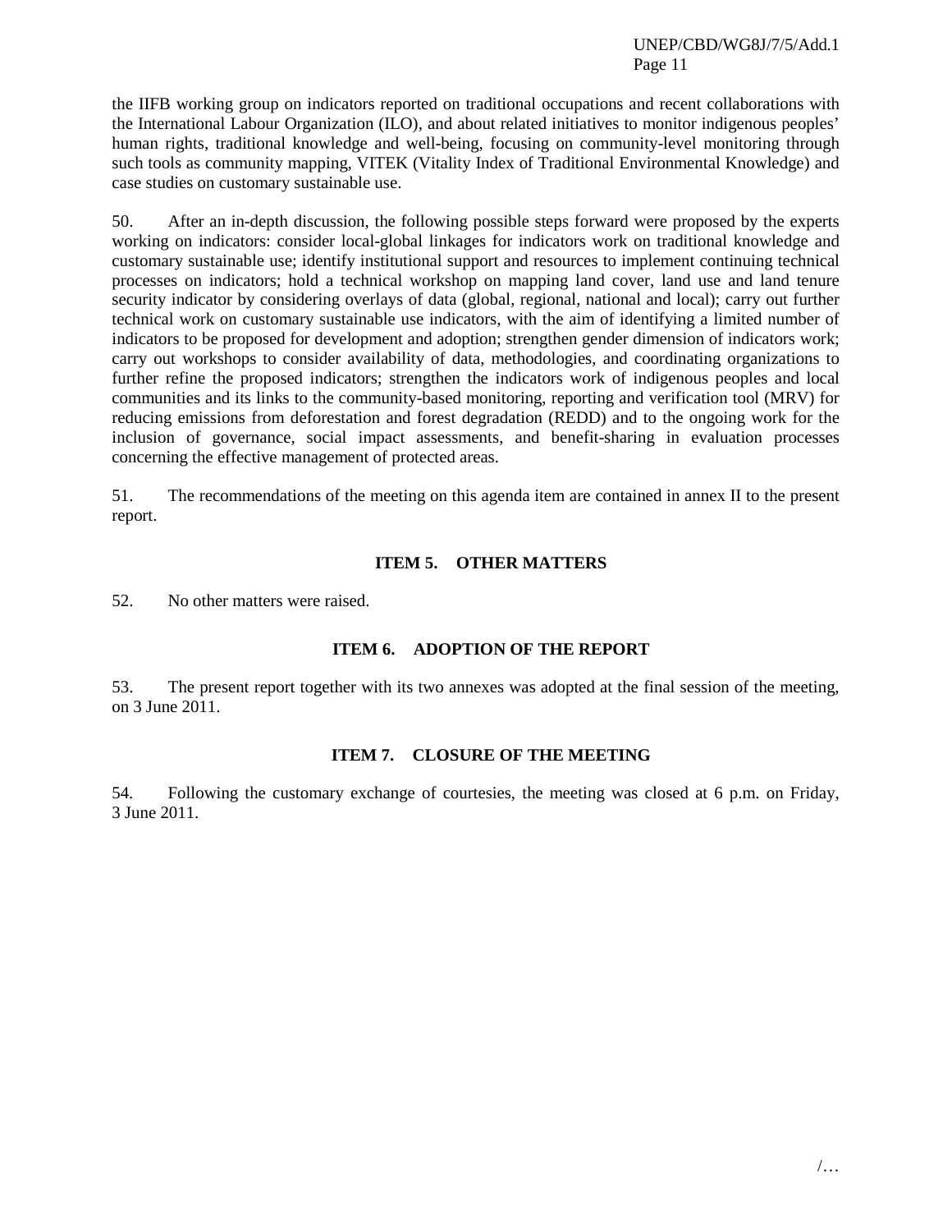the IIFB working group on indicators reported on traditional occupations and recent collaborations with the International Labour Organization (ILO), and about related initiatives to monitor indigenous peoples' human rights, traditional knowledge and well-being, focusing on community-level monitoring through such tools as community mapping, VITEK (Vitality Index of Traditional Environmental Knowledge) and case studies on customary sustainable use.

50. After an in-depth discussion, the following possible steps forward were proposed by the experts working on indicators: consider local-global linkages for indicators work on traditional knowledge and customary sustainable use; identify institutional support and resources to implement continuing technical processes on indicators; hold a technical workshop on mapping land cover, land use and land tenure security indicator by considering overlays of data (global, regional, national and local); carry out further technical work on customary sustainable use indicators, with the aim of identifying a limited number of indicators to be proposed for development and adoption; strengthen gender dimension of indicators work; carry out workshops to consider availability of data, methodologies, and coordinating organizations to further refine the proposed indicators; strengthen the indicators work of indigenous peoples and local communities and its links to the community-based monitoring, reporting and verification tool (MRV) for reducing emissions from deforestation and forest degradation (REDD) and to the ongoing work for the inclusion of governance, social impact assessments, and benefit-sharing in evaluation processes concerning the effective management of protected areas.

51. The recommendations of the meeting on this agenda item are contained in annex II to the present report.

## ITEM 5. OTHER MATTERS

52. No other matters were raised.

## ITEM 6. ADOPTION OF THE REPORT

53. The present report together with its two annexes was adopted at the final session of the meeting, on 3 June 2011.

## ITEM 7. CLOSURE OF THE MEETING

54. Following the customary exchange of courtesies, the meeting was closed at 6 p.m. on Friday, 3 June 2011.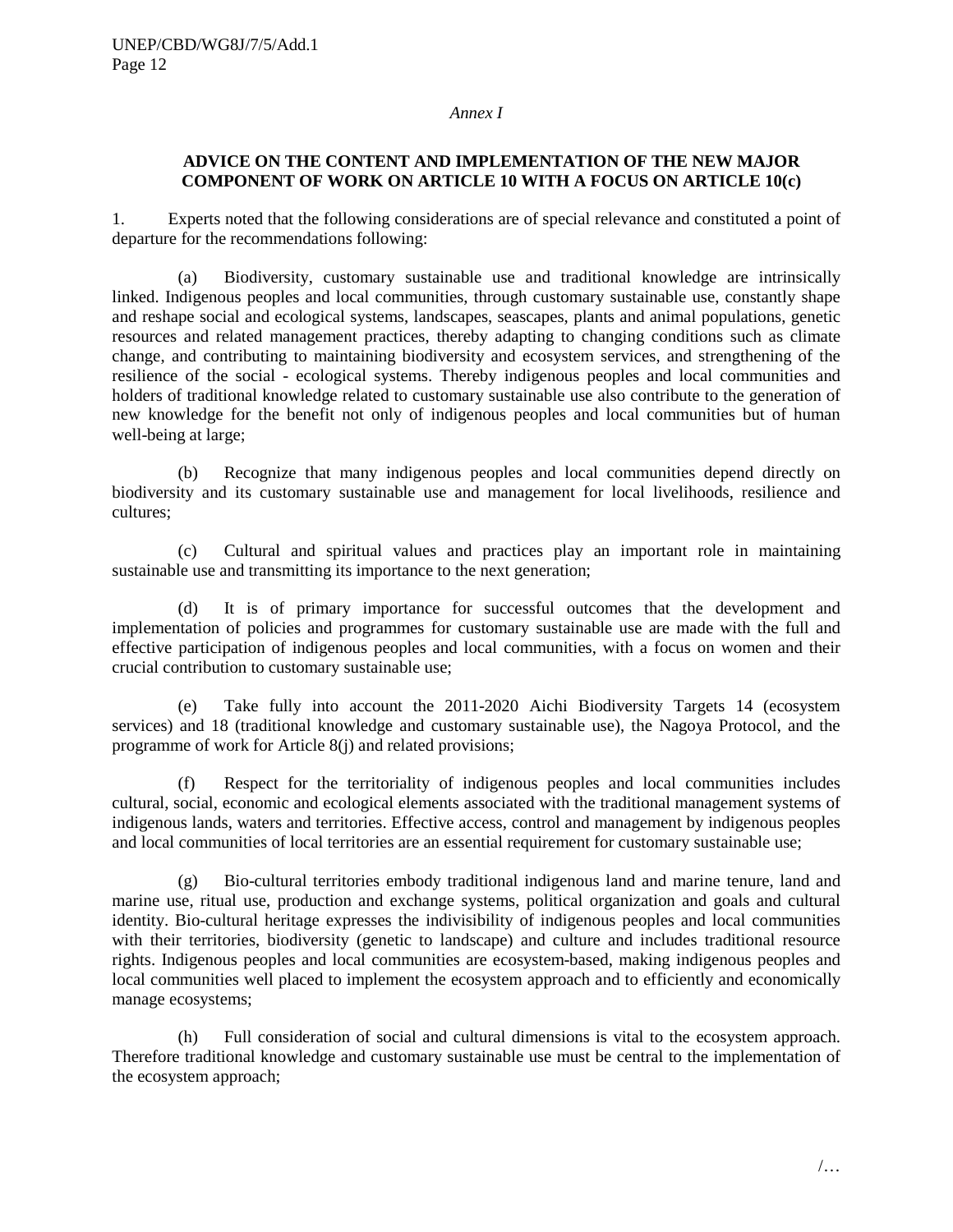*Annex I*

**ADVICE ON THE CONTENT AND IMPLEMENTATION OF THE NEW MAJOR COMPONENT OF WORK ON ARTICLE 10 WITH A FOCUS ON ARTICLE 10(c)**

1. Experts noted that the following considerations are of special relevance and constituted a point of departure for the recommendations following:

(a) Biodiversity, customary sustainable use and traditional knowledge are intrinsically linked. Indigenous peoples and local communities, through customary sustainable use, constantly shape and reshape social and ecological systems, landscapes, seascapes, plants and animal populations, genetic resources and related management practices, thereby adapting to changing conditions such as climate change, and contributing to maintaining biodiversity and ecosystem services, and strengthening of the resilience of the social - ecological systems. Thereby indigenous peoples and local communities and holders of traditional knowledge related to customary sustainable use also contribute to the generation of new knowledge for the benefit not only of indigenous peoples and local communities but of human well-being at large;

(b) Recognize that many indigenous peoples and local communities depend directly on biodiversity and its customary sustainable use and management for local livelihoods, resilience and cultures;

(c) Cultural and spiritual values and practices play an important role in maintaining sustainable use and transmitting its importance to the next generation;

(d) It is of primary importance for successful outcomes that the development and implementation of policies and programmes for customary sustainable use are made with the full and effective participation of indigenous peoples and local communities, with a focus on women and their crucial contribution to customary sustainable use;

(e) Take fully into account the 2011-2020 Aichi Biodiversity Targets 14 (ecosystem services) and 18 (traditional knowledge and customary sustainable use), the Nagoya Protocol, and the programme of work for Article 8(j) and related provisions;

(f) Respect for the territoriality of indigenous peoples and local communities includes cultural, social, economic and ecological elements associated with the traditional management systems of indigenous lands, waters and territories. Effective access, control and management by indigenous peoples and local communities of local territories are an essential requirement for customary sustainable use;

(g) Bio-cultural territories embody traditional indigenous land and marine tenure, land and marine use, ritual use, production and exchange systems, political organization and goals and cultural identity. Bio-cultural heritage expresses the indivisibility of indigenous peoples and local communities with their territories, biodiversity (genetic to landscape) and culture and includes traditional resource rights. Indigenous peoples and local communities are ecosystem-based, making indigenous peoples and local communities well placed to implement the ecosystem approach and to efficiently and economically manage ecosystems;

(h) Full consideration of social and cultural dimensions is vital to the ecosystem approach. Therefore traditional knowledge and customary sustainable use must be central to the implementation of the ecosystem approach;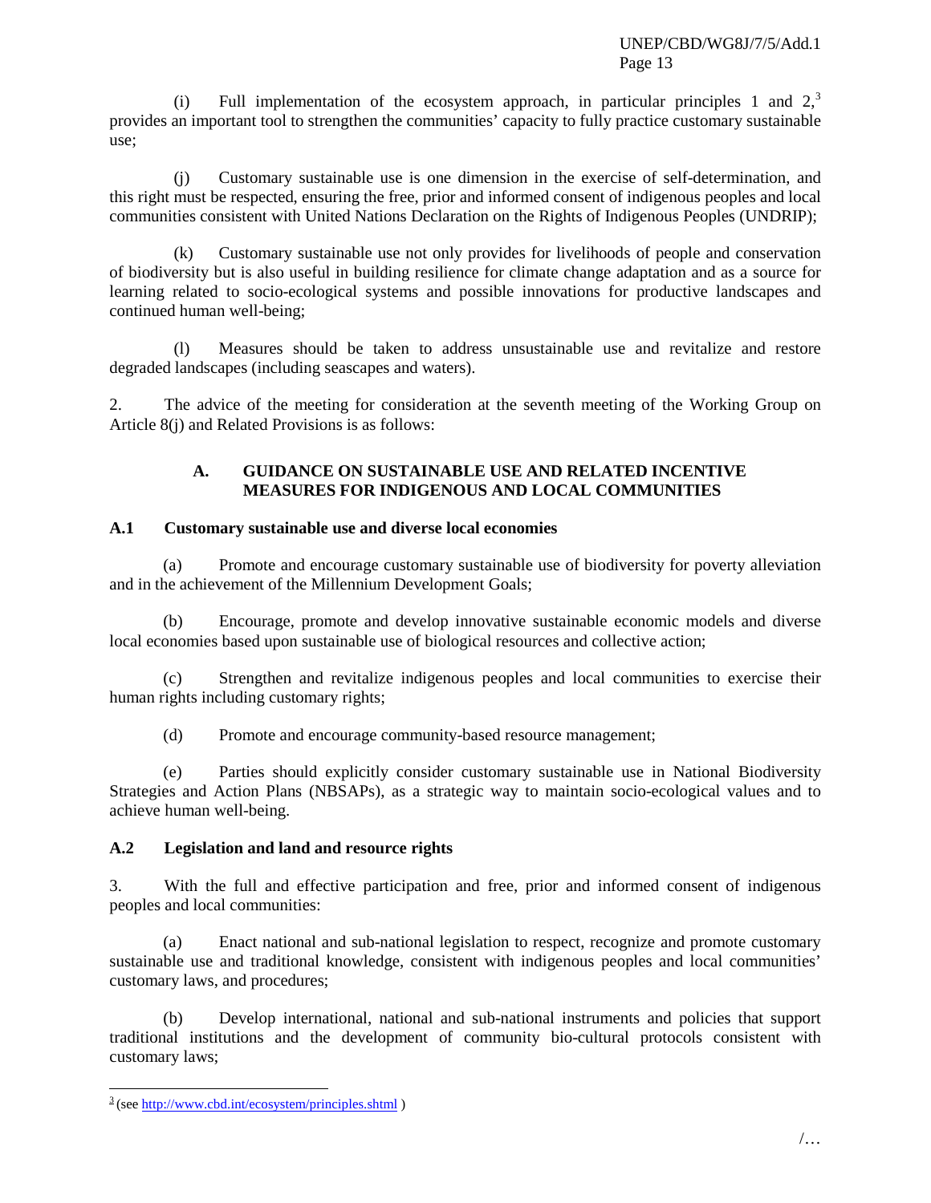(i) Full implementation of the ecosystem approach, in particular principles 1 and 2,[3] provides an important tool to strengthen the communities' capacity to fully practice customary sustainable use;

(j) Customary sustainable use is one dimension in the exercise of self-determination, and this right must be respected, ensuring the free, prior and informed consent of indigenous peoples and local communities consistent with United Nations Declaration on the Rights of Indigenous Peoples (UNDRIP);

(k) Customary sustainable use not only provides for livelihoods of people and conservation of biodiversity but is also useful in building resilience for climate change adaptation and as a source for learning related to socio-ecological systems and possible innovations for productive landscapes and continued human well-being;

(l) Measures should be taken to address unsustainable use and revitalize and restore degraded landscapes (including seascapes and waters).

2. The advice of the meeting for consideration at the seventh meeting of the Working Group on Article 8(j) and Related Provisions is as follows:

## A. GUIDANCE ON SUSTAINABLE USE AND RELATED INCENTIVE MEASURES FOR INDIGENOUS AND LOCAL COMMUNITIES

### A.1 Customary sustainable use and diverse local economies

(a) Promote and encourage customary sustainable use of biodiversity for poverty alleviation and in the achievement of the Millennium Development Goals;

(b) Encourage, promote and develop innovative sustainable economic models and diverse local economies based upon sustainable use of biological resources and collective action;

(c) Strengthen and revitalize indigenous peoples and local communities to exercise their human rights including customary rights;

(d) Promote and encourage community-based resource management;

(e) Parties should explicitly consider customary sustainable use in National Biodiversity Strategies and Action Plans (NBSAPs), as a strategic way to maintain socio-ecological values and to achieve human well-being.

### A.2 Legislation and land and resource rights

3. With the full and effective participation and free, prior and informed consent of indigenous peoples and local communities:

(a) Enact national and sub-national legislation to respect, recognize and promote customary sustainable use and traditional knowledge, consistent with indigenous peoples and local communities' customary laws, and procedures;

(b) Develop international, national and sub-national instruments and policies that support traditional institutions and the development of community bio-cultural protocols consistent with customary laws;

---

[3] (see http://www.cbd.int/ecosystem/principles.shtml )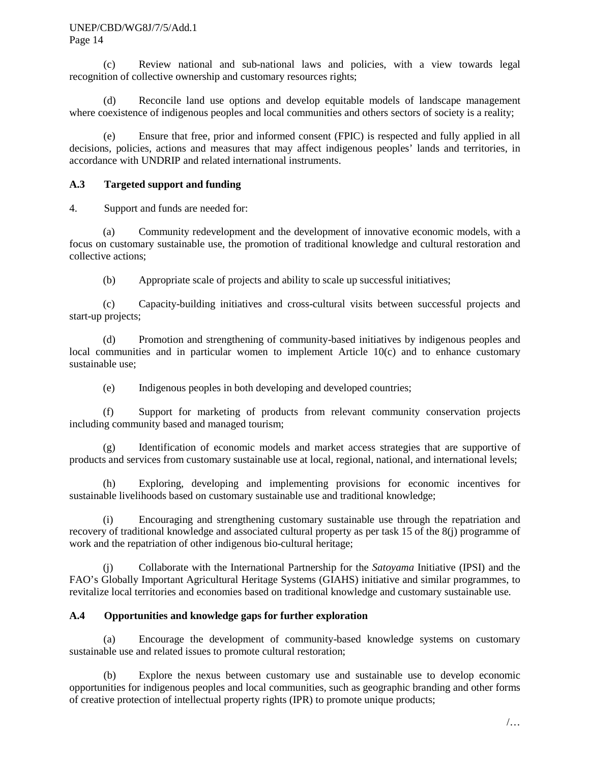(c) Review national and sub-national laws and policies, with a view towards legal recognition of collective ownership and customary resources rights;

(d) Reconcile land use options and develop equitable models of landscape management where coexistence of indigenous peoples and local communities and others sectors of society is a reality;

(e) Ensure that free, prior and informed consent (FPIC) is respected and fully applied in all decisions, policies, actions and measures that may affect indigenous peoples' lands and territories, in accordance with UNDRIP and related international instruments.

### A.3 Targeted support and funding

4. Support and funds are needed for:

(a) Community redevelopment and the development of innovative economic models, with a focus on customary sustainable use, the promotion of traditional knowledge and cultural restoration and collective actions;

(b) Appropriate scale of projects and ability to scale up successful initiatives;

(c) Capacity-building initiatives and cross-cultural visits between successful projects and start-up projects;

(d) Promotion and strengthening of community-based initiatives by indigenous peoples and local communities and in particular women to implement Article 10(c) and to enhance customary sustainable use;

(e) Indigenous peoples in both developing and developed countries;

(f) Support for marketing of products from relevant community conservation projects including community based and managed tourism;

(g) Identification of economic models and market access strategies that are supportive of products and services from customary sustainable use at local, regional, national, and international levels;

(h) Exploring, developing and implementing provisions for economic incentives for sustainable livelihoods based on customary sustainable use and traditional knowledge;

(i) Encouraging and strengthening customary sustainable use through the repatriation and recovery of traditional knowledge and associated cultural property as per task 15 of the 8(j) programme of work and the repatriation of other indigenous bio-cultural heritage;

(j) Collaborate with the International Partnership for the *Satoyama* Initiative (IPSI) and the FAO's Globally Important Agricultural Heritage Systems (GIAHS) initiative and similar programmes, to revitalize local territories and economies based on traditional knowledge and customary sustainable use.

### A.4 Opportunities and knowledge gaps for further exploration

(a) Encourage the development of community-based knowledge systems on customary sustainable use and related issues to promote cultural restoration;

(b) Explore the nexus between customary use and sustainable use to develop economic opportunities for indigenous peoples and local communities, such as geographic branding and other forms of creative protection of intellectual property rights (IPR) to promote unique products;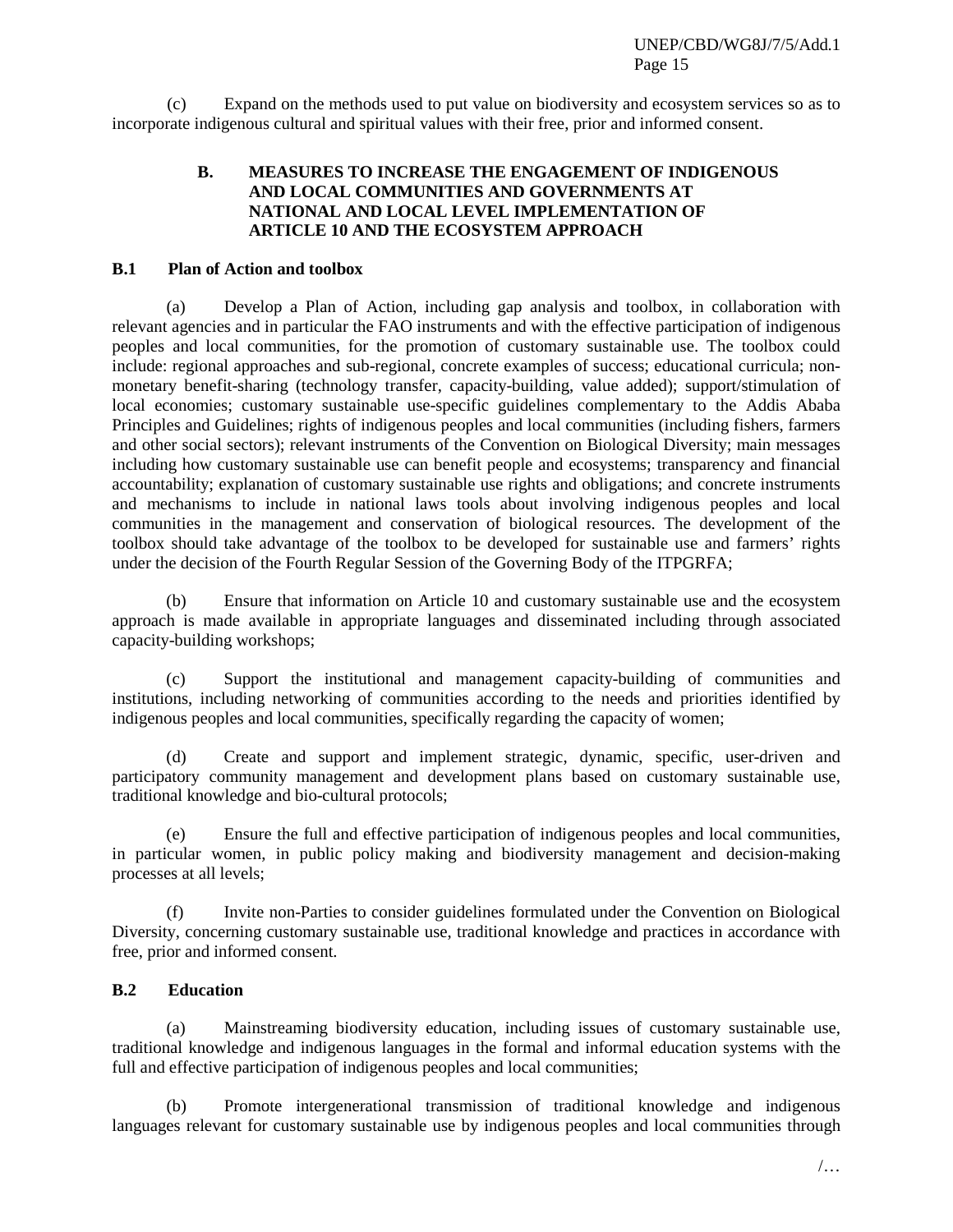(c) Expand on the methods used to put value on biodiversity and ecosystem services so as to incorporate indigenous cultural and spiritual values with their free, prior and informed consent.

### B. MEASURES TO INCREASE THE ENGAGEMENT OF INDIGENOUS AND LOCAL COMMUNITIES AND GOVERNMENTS AT NATIONAL AND LOCAL LEVEL IMPLEMENTATION OF ARTICLE 10 AND THE ECOSYSTEM APPROACH

#### B.1 Plan of Action and toolbox

(a) Develop a Plan of Action, including gap analysis and toolbox, in collaboration with relevant agencies and in particular the FAO instruments and with the effective participation of indigenous peoples and local communities, for the promotion of customary sustainable use. The toolbox could include: regional approaches and sub-regional, concrete examples of success; educational curricula; non-monetary benefit-sharing (technology transfer, capacity-building, value added); support/stimulation of local economies; customary sustainable use-specific guidelines complementary to the Addis Ababa Principles and Guidelines; rights of indigenous peoples and local communities (including fishers, farmers and other social sectors); relevant instruments of the Convention on Biological Diversity; main messages including how customary sustainable use can benefit people and ecosystems; transparency and financial accountability; explanation of customary sustainable use rights and obligations; and concrete instruments and mechanisms to include in national laws tools about involving indigenous peoples and local communities in the management and conservation of biological resources. The development of the toolbox should take advantage of the toolbox to be developed for sustainable use and farmers' rights under the decision of the Fourth Regular Session of the Governing Body of the ITPGRFA;

(b) Ensure that information on Article 10 and customary sustainable use and the ecosystem approach is made available in appropriate languages and disseminated including through associated capacity-building workshops;

(c) Support the institutional and management capacity-building of communities and institutions, including networking of communities according to the needs and priorities identified by indigenous peoples and local communities, specifically regarding the capacity of women;

(d) Create and support and implement strategic, dynamic, specific, user-driven and participatory community management and development plans based on customary sustainable use, traditional knowledge and bio-cultural protocols;

(e) Ensure the full and effective participation of indigenous peoples and local communities, in particular women, in public policy making and biodiversity management and decision-making processes at all levels;

(f) Invite non-Parties to consider guidelines formulated under the Convention on Biological Diversity, concerning customary sustainable use, traditional knowledge and practices in accordance with free, prior and informed consent.

#### B.2 Education

(a) Mainstreaming biodiversity education, including issues of customary sustainable use, traditional knowledge and indigenous languages in the formal and informal education systems with the full and effective participation of indigenous peoples and local communities;

(b) Promote intergenerational transmission of traditional knowledge and indigenous languages relevant for customary sustainable use by indigenous peoples and local communities through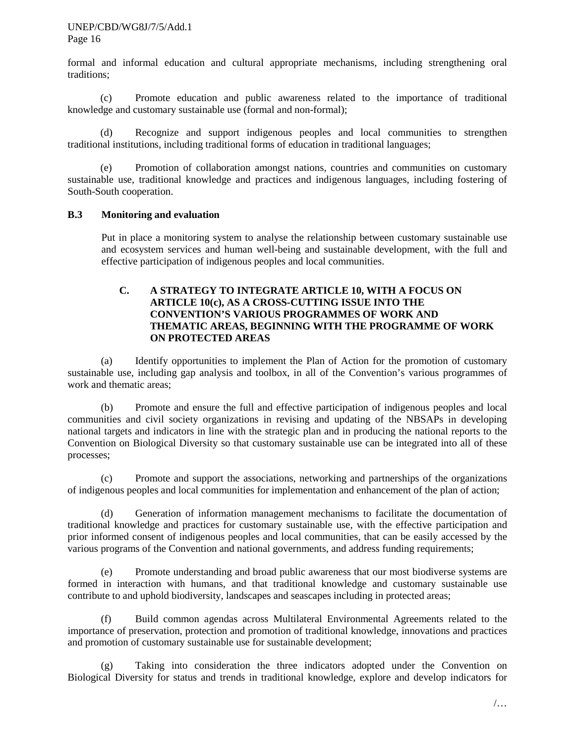formal and informal education and cultural appropriate mechanisms, including strengthening oral traditions;

(c) Promote education and public awareness related to the importance of traditional knowledge and customary sustainable use (formal and non-formal);

(d) Recognize and support indigenous peoples and local communities to strengthen traditional institutions, including traditional forms of education in traditional languages;

(e) Promotion of collaboration amongst nations, countries and communities on customary sustainable use, traditional knowledge and practices and indigenous languages, including fostering of South-South cooperation.

**B.3 Monitoring and evaluation**

Put in place a monitoring system to analyse the relationship between customary sustainable use and ecosystem services and human well-being and sustainable development, with the full and effective participation of indigenous peoples and local communities.

## C. A STRATEGY TO INTEGRATE ARTICLE 10, WITH A FOCUS ON ARTICLE 10(c), AS A CROSS-CUTTING ISSUE INTO THE CONVENTION'S VARIOUS PROGRAMMES OF WORK AND THEMATIC AREAS, BEGINNING WITH THE PROGRAMME OF WORK ON PROTECTED AREAS

(a) Identify opportunities to implement the Plan of Action for the promotion of customary sustainable use, including gap analysis and toolbox, in all of the Convention's various programmes of work and thematic areas;

(b) Promote and ensure the full and effective participation of indigenous peoples and local communities and civil society organizations in revising and updating of the NBSAPs in developing national targets and indicators in line with the strategic plan and in producing the national reports to the Convention on Biological Diversity so that customary sustainable use can be integrated into all of these processes;

(c) Promote and support the associations, networking and partnerships of the organizations of indigenous peoples and local communities for implementation and enhancement of the plan of action;

(d) Generation of information management mechanisms to facilitate the documentation of traditional knowledge and practices for customary sustainable use, with the effective participation and prior informed consent of indigenous peoples and local communities, that can be easily accessed by the various programs of the Convention and national governments, and address funding requirements;

(e) Promote understanding and broad public awareness that our most biodiverse systems are formed in interaction with humans, and that traditional knowledge and customary sustainable use contribute to and uphold biodiversity, landscapes and seascapes including in protected areas;

(f) Build common agendas across Multilateral Environmental Agreements related to the importance of preservation, protection and promotion of traditional knowledge, innovations and practices and promotion of customary sustainable use for sustainable development;

(g) Taking into consideration the three indicators adopted under the Convention on Biological Diversity for status and trends in traditional knowledge, explore and develop indicators for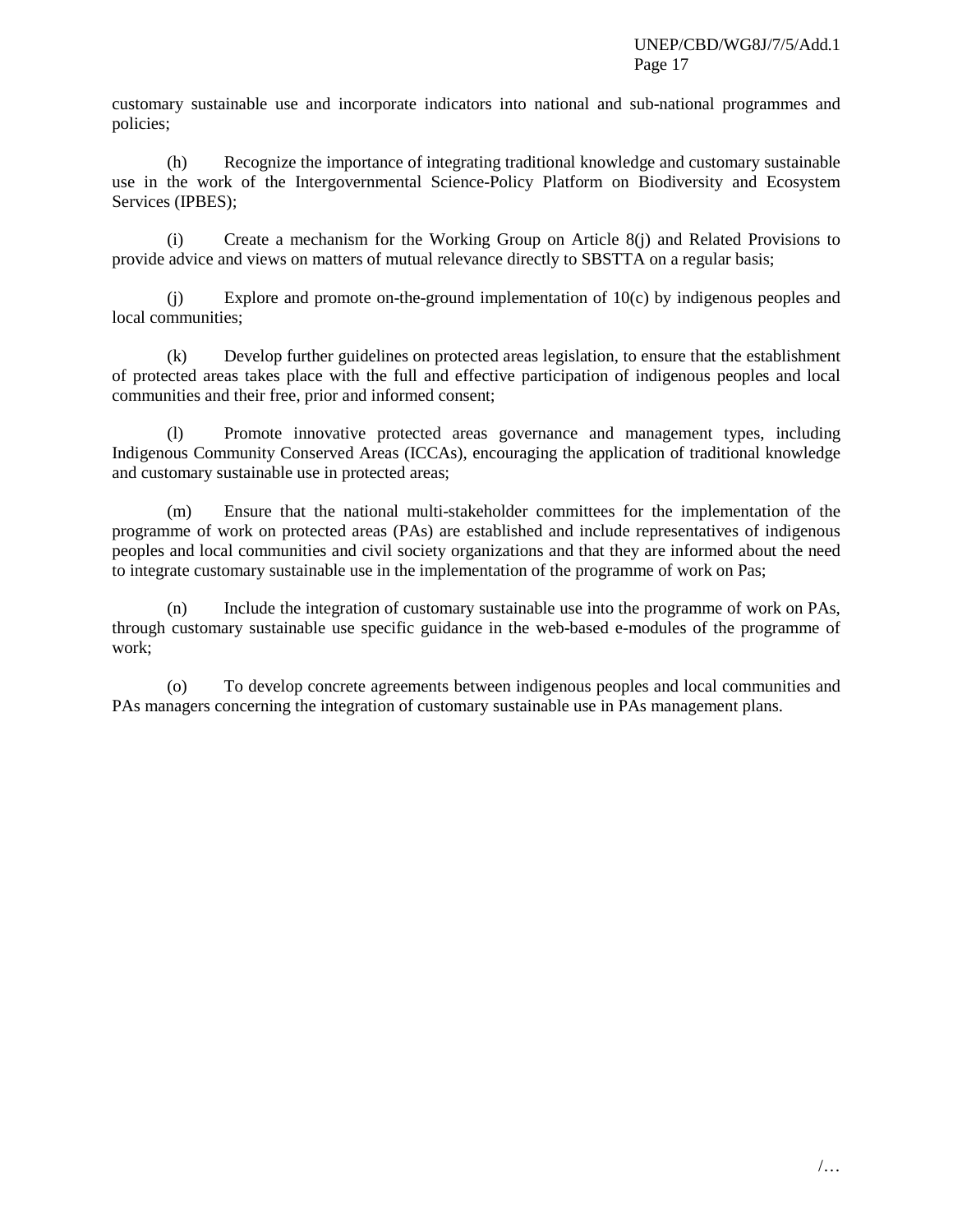customary sustainable use and incorporate indicators into national and sub-national programmes and policies;

(h) Recognize the importance of integrating traditional knowledge and customary sustainable use in the work of the Intergovernmental Science-Policy Platform on Biodiversity and Ecosystem Services (IPBES);

(i) Create a mechanism for the Working Group on Article 8(j) and Related Provisions to provide advice and views on matters of mutual relevance directly to SBSTTA on a regular basis;

(j) Explore and promote on-the-ground implementation of 10(c) by indigenous peoples and local communities;

(k) Develop further guidelines on protected areas legislation, to ensure that the establishment of protected areas takes place with the full and effective participation of indigenous peoples and local communities and their free, prior and informed consent;

(l) Promote innovative protected areas governance and management types, including Indigenous Community Conserved Areas (ICCAs), encouraging the application of traditional knowledge and customary sustainable use in protected areas;

(m) Ensure that the national multi-stakeholder committees for the implementation of the programme of work on protected areas (PAs) are established and include representatives of indigenous peoples and local communities and civil society organizations and that they are informed about the need to integrate customary sustainable use in the implementation of the programme of work on Pas;

(n) Include the integration of customary sustainable use into the programme of work on PAs, through customary sustainable use specific guidance in the web-based e-modules of the programme of work;

(o) To develop concrete agreements between indigenous peoples and local communities and PAs managers concerning the integration of customary sustainable use in PAs management plans.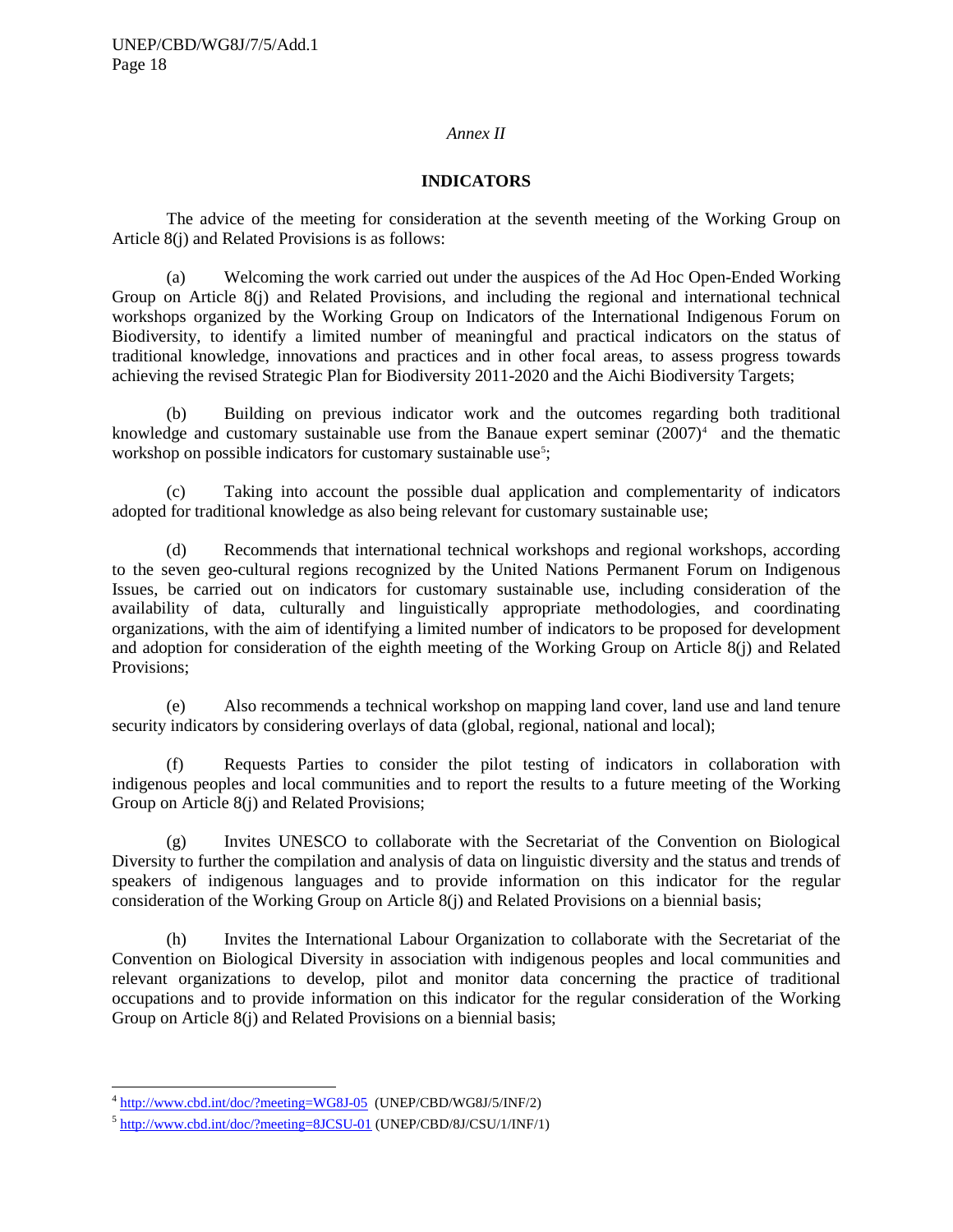*Annex II*

## INDICATORS

The advice of the meeting for consideration at the seventh meeting of the Working Group on Article 8(j) and Related Provisions is as follows:

(a) Welcoming the work carried out under the auspices of the Ad Hoc Open-Ended Working Group on Article 8(j) and Related Provisions, and including the regional and international technical workshops organized by the Working Group on Indicators of the International Indigenous Forum on Biodiversity, to identify a limited number of meaningful and practical indicators on the status of traditional knowledge, innovations and practices and in other focal areas, to assess progress towards achieving the revised Strategic Plan for Biodiversity 2011-2020 and the Aichi Biodiversity Targets;

(b) Building on previous indicator work and the outcomes regarding both traditional knowledge and customary sustainable use from the Banaue expert seminar (2007)[4] and the thematic workshop on possible indicators for customary sustainable use[5];

(c) Taking into account the possible dual application and complementarity of indicators adopted for traditional knowledge as also being relevant for customary sustainable use;

(d) Recommends that international technical workshops and regional workshops, according to the seven geo-cultural regions recognized by the United Nations Permanent Forum on Indigenous Issues, be carried out on indicators for customary sustainable use, including consideration of the availability of data, culturally and linguistically appropriate methodologies, and coordinating organizations, with the aim of identifying a limited number of indicators to be proposed for development and adoption for consideration of the eighth meeting of the Working Group on Article 8(j) and Related Provisions;

(e) Also recommends a technical workshop on mapping land cover, land use and land tenure security indicators by considering overlays of data (global, regional, national and local);

(f) Requests Parties to consider the pilot testing of indicators in collaboration with indigenous peoples and local communities and to report the results to a future meeting of the Working Group on Article 8(j) and Related Provisions;

(g) Invites UNESCO to collaborate with the Secretariat of the Convention on Biological Diversity to further the compilation and analysis of data on linguistic diversity and the status and trends of speakers of indigenous languages and to provide information on this indicator for the regular consideration of the Working Group on Article 8(j) and Related Provisions on a biennial basis;

(h) Invites the International Labour Organization to collaborate with the Secretariat of the Convention on Biological Diversity in association with indigenous peoples and local communities and relevant organizations to develop, pilot and monitor data concerning the practice of traditional occupations and to provide information on this indicator for the regular consideration of the Working Group on Article 8(j) and Related Provisions on a biennial basis;

---

[4] http://www.cbd.int/doc/?meeting=WG8J-05 (UNEP/CBD/WG8J/5/INF/2)

[5] http://www.cbd.int/doc/?meeting=8JCSU-01 (UNEP/CBD/8J/CSU/1/INF/1)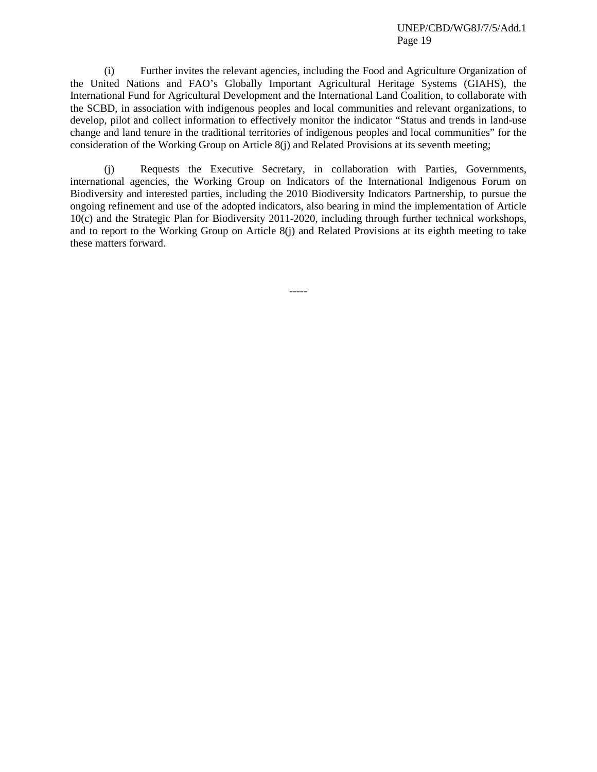(i) Further invites the relevant agencies, including the Food and Agriculture Organization of the United Nations and FAO's Globally Important Agricultural Heritage Systems (GIAHS), the International Fund for Agricultural Development and the International Land Coalition, to collaborate with the SCBD, in association with indigenous peoples and local communities and relevant organizations, to develop, pilot and collect information to effectively monitor the indicator "Status and trends in land-use change and land tenure in the traditional territories of indigenous peoples and local communities" for the consideration of the Working Group on Article 8(j) and Related Provisions at its seventh meeting;

(j) Requests the Executive Secretary, in collaboration with Parties, Governments, international agencies, the Working Group on Indicators of the International Indigenous Forum on Biodiversity and interested parties, including the 2010 Biodiversity Indicators Partnership, to pursue the ongoing refinement and use of the adopted indicators, also bearing in mind the implementation of Article 10(c) and the Strategic Plan for Biodiversity 2011-2020, including through further technical workshops, and to report to the Working Group on Article 8(j) and Related Provisions at its eighth meeting to take these matters forward.

-----